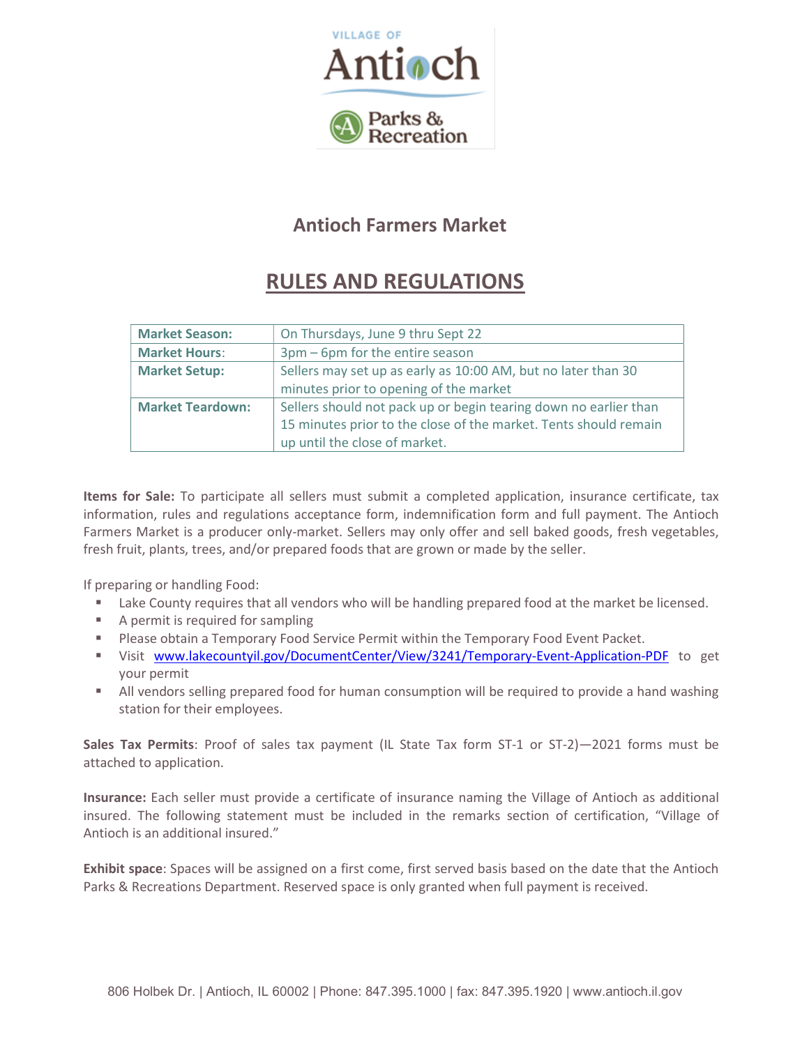VILLAGE OF

Antioch

Parks & Recreation

## Antioch Farmers Market

# RULES AND REGULATIONS

| **Market Season:** | On Thursdays, June 9 thru Sept 22 |
|---|---|
| **Market Hours**: | 3pm – 6pm for the entire season |
| **Market Setup:** | Sellers may set up as early as 10:00 AM, but no later than 30 minutes prior to opening of the market |
| **Market Teardown:** | Sellers should not pack up or begin tearing down no earlier than 15 minutes prior to the close of the market. Tents should remain up until the close of market. |

**Items for Sale:** To participate all sellers must submit a completed application, insurance certificate, tax information, rules and regulations acceptance form, indemnification form and full payment. The Antioch Farmers Market is a producer only-market. Sellers may only offer and sell baked goods, fresh vegetables, fresh fruit, plants, trees, and/or prepared foods that are grown or made by the seller.

If preparing or handling Food:

- Lake County requires that all vendors who will be handling prepared food at the market be licensed.
- A permit is required for sampling
- Please obtain a Temporary Food Service Permit within the Temporary Food Event Packet.
- Visit [www.lakecountyil.gov/DocumentCenter/View/3241/Temporary-Event-Application-PDF](www.lakecountyil.gov/DocumentCenter/View/3241/Temporary-Event-Application-PDF) to get your permit
- All vendors selling prepared food for human consumption will be required to provide a hand washing station for their employees.

**Sales Tax Permits**: Proof of sales tax payment (IL State Tax form ST-1 or ST-2)—2021 forms must be attached to application.

**Insurance:** Each seller must provide a certificate of insurance naming the Village of Antioch as additional insured. The following statement must be included in the remarks section of certification, "Village of Antioch is an additional insured."

**Exhibit space**: Spaces will be assigned on a first come, first served basis based on the date that the Antioch Parks & Recreations Department. Reserved space is only granted when full payment is received.

806 Holbek Dr. | Antioch, IL 60002 | Phone: 847.395.1000 | fax: 847.395.1920 | www.antioch.il.gov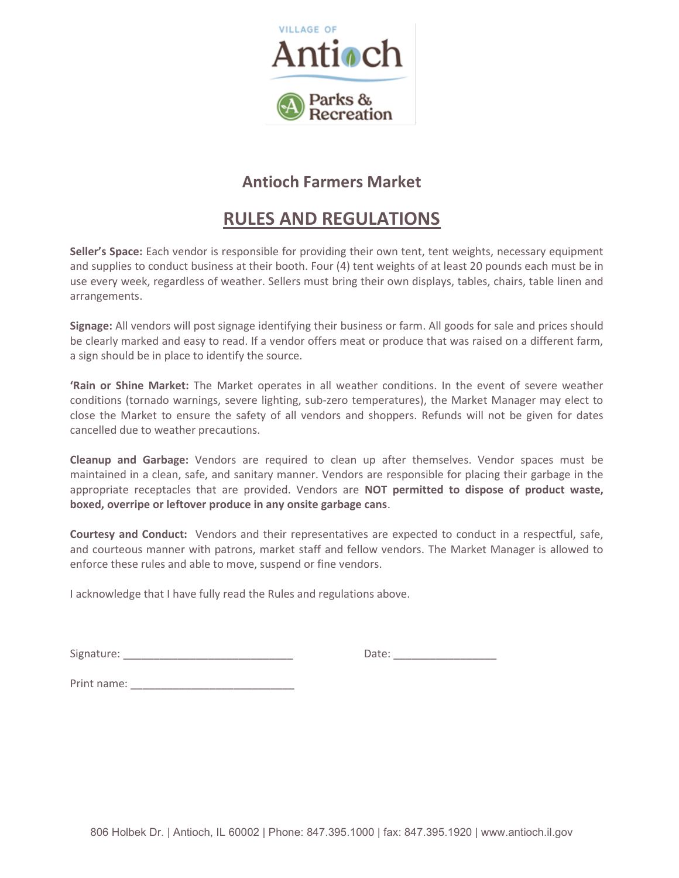VILLAGE OF

Antioch

Parks & Recreation

## Antioch Farmers Market

# RULES AND REGULATIONS

**Seller's Space:** Each vendor is responsible for providing their own tent, tent weights, necessary equipment and supplies to conduct business at their booth. Four (4) tent weights of at least 20 pounds each must be in use every week, regardless of weather. Sellers must bring their own displays, tables, chairs, table linen and arrangements.

**Signage:** All vendors will post signage identifying their business or farm. All goods for sale and prices should be clearly marked and easy to read. If a vendor offers meat or produce that was raised on a different farm, a sign should be in place to identify the source.

**'Rain or Shine Market:** The Market operates in all weather conditions. In the event of severe weather conditions (tornado warnings, severe lighting, sub-zero temperatures), the Market Manager may elect to close the Market to ensure the safety of all vendors and shoppers. Refunds will not be given for dates cancelled due to weather precautions.

**Cleanup and Garbage:** Vendors are required to clean up after themselves. Vendor spaces must be maintained in a clean, safe, and sanitary manner. Vendors are responsible for placing their garbage in the appropriate receptacles that are provided. Vendors are **NOT permitted to dispose of product waste, boxed, overripe or leftover produce in any onsite garbage cans**.

**Courtesy and Conduct:** Vendors and their representatives are expected to conduct in a respectful, safe, and courteous manner with patrons, market staff and fellow vendors. The Market Manager is allowed to enforce these rules and able to move, suspend or fine vendors.

I acknowledge that I have fully read the Rules and regulations above.

Signature: ____________________________ Date: _________________

Print name: ____________________________

806 Holbek Dr. | Antioch, IL 60002 | Phone: 847.395.1000 | fax: 847.395.1920 | www.antioch.il.gov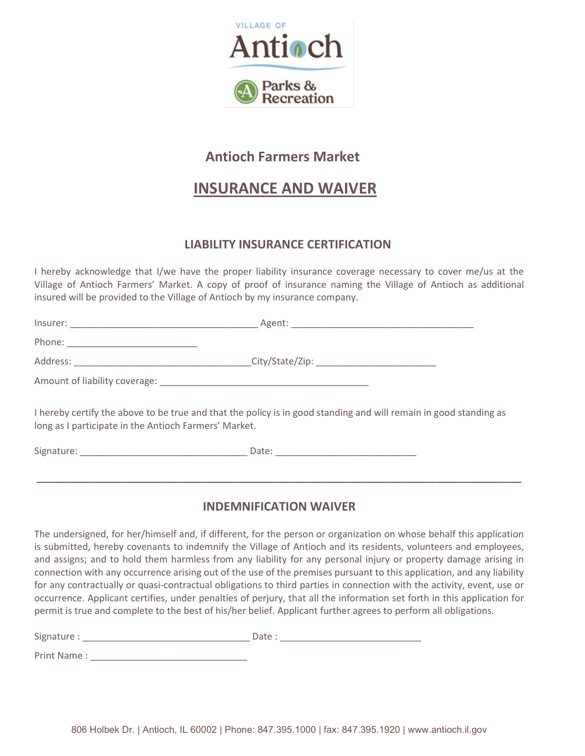VILLAGE OF

Antioch

Parks & Recreation

## Antioch Farmers Market

# INSURANCE AND WAIVER

### LIABILITY INSURANCE CERTIFICATION

I hereby acknowledge that I/we have the proper liability insurance coverage necessary to cover me/us at the Village of Antioch Farmers' Market. A copy of proof of insurance naming the Village of Antioch as additional insured will be provided to the Village of Antioch by my insurance company.

Insurer: ___________________________________ Agent: __________________________________

Phone: ________________________

Address: _________________________________City/State/Zip: ______________________

Amount of liability coverage: _______________________________________

I hereby certify the above to be true and that the policy is in good standing and will remain in good standing as long as I participate in the Antioch Farmers' Market.

Signature: _______________________________ Date: __________________________

---

### INDEMNIFICATION WAIVER

The undersigned, for her/himself and, if different, for the person or organization on whose behalf this application is submitted, hereby covenants to indemnify the Village of Antioch and its residents, volunteers and employees, and assigns; and to hold them harmless from any liability for any personal injury or property damage arising in connection with any occurrence arising out of the use of the premises pursuant to this application, and any liability for any contractually or quasi-contractual obligations to third parties in connection with the activity, event, use or occurrence. Applicant certifies, under penalties of perjury, that all the information set forth in this application for permit is true and complete to the best of his/her belief. Applicant further agrees to perform all obligations.

Signature : _______________________________ Date : __________________________

Print Name : _____________________________

806 Holbek Dr. | Antioch, IL 60002 | Phone: 847.395.1000 | fax: 847.395.1920 | www.antioch.il.gov